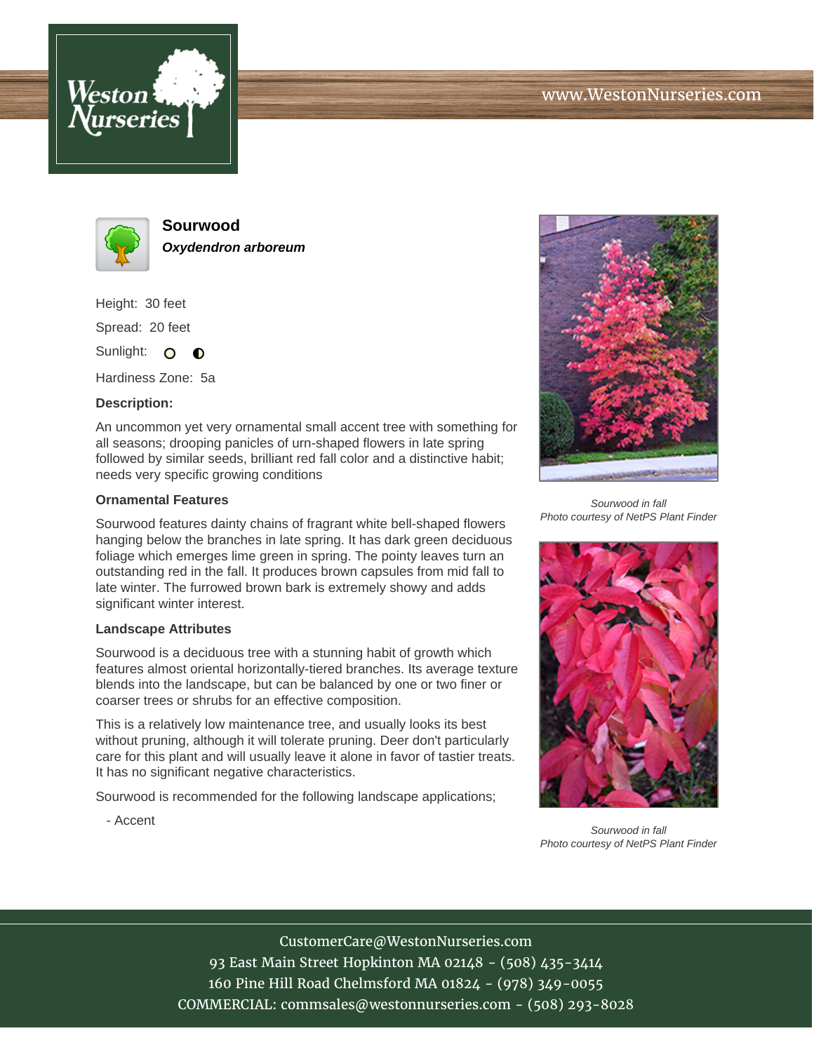# Sourwood

***Oxydendron arboreum***

Height: 30 feet

Spread: 20 feet

Sunlight: full sun, partial shade

Hardiness Zone: 5a

**Description:**

An uncommon yet very ornamental small accent tree with something for all seasons; drooping panicles of urn-shaped flowers in late spring followed by similar seeds, brilliant red fall color and a distinctive habit; needs very specific growing conditions

### Ornamental Features

Sourwood features dainty chains of fragrant white bell-shaped flowers hanging below the branches in late spring. It has dark green deciduous foliage which emerges lime green in spring. The pointy leaves turn an outstanding red in the fall. It produces brown capsules from mid fall to late winter. The furrowed brown bark is extremely showy and adds significant winter interest.

### Landscape Attributes

Sourwood is a deciduous tree with a stunning habit of growth which features almost oriental horizontally-tiered branches. Its average texture blends into the landscape, but can be balanced by one or two finer or coarser trees or shrubs for an effective composition.

This is a relatively low maintenance tree, and usually looks its best without pruning, although it will tolerate pruning. Deer don't particularly care for this plant and will usually leave it alone in favor of tastier treats. It has no significant negative characteristics.

Sourwood is recommended for the following landscape applications;

- Accent

*Sourwood in fall*
*Photo courtesy of NetPS Plant Finder*

*Sourwood in fall*
*Photo courtesy of NetPS Plant Finder*

CustomerCare@WestonNurseries.com
93 East Main Street Hopkinton MA 02148 - (508) 435-3414
160 Pine Hill Road Chelmsford MA 01824 - (978) 349-0055
COMMERCIAL: commsales@westonnurseries.com - (508) 293-8028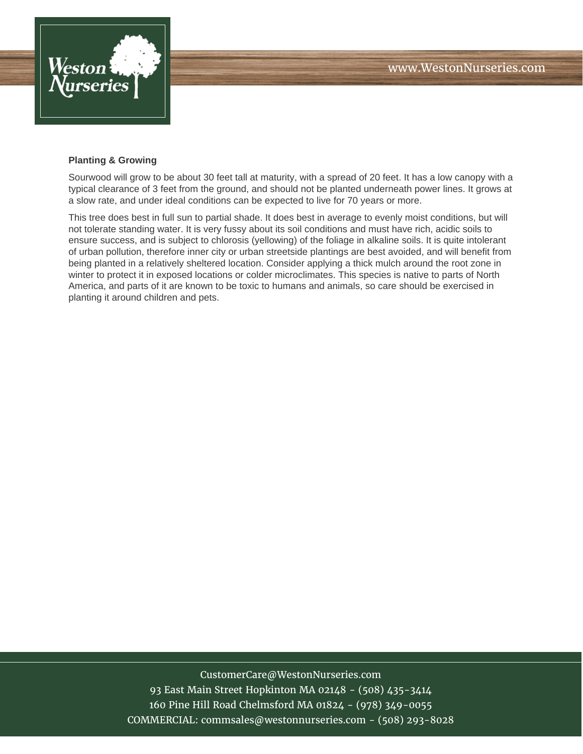### Planting & Growing

Sourwood will grow to be about 30 feet tall at maturity, with a spread of 20 feet. It has a low canopy with a typical clearance of 3 feet from the ground, and should not be planted underneath power lines. It grows at a slow rate, and under ideal conditions can be expected to live for 70 years or more.

This tree does best in full sun to partial shade. It does best in average to evenly moist conditions, but will not tolerate standing water. It is very fussy about its soil conditions and must have rich, acidic soils to ensure success, and is subject to chlorosis (yellowing) of the foliage in alkaline soils. It is quite intolerant of urban pollution, therefore inner city or urban streetside plantings are best avoided, and will benefit from being planted in a relatively sheltered location. Consider applying a thick mulch around the root zone in winter to protect it in exposed locations or colder microclimates. This species is native to parts of North America, and parts of it are known to be toxic to humans and animals, so care should be exercised in planting it around children and pets.